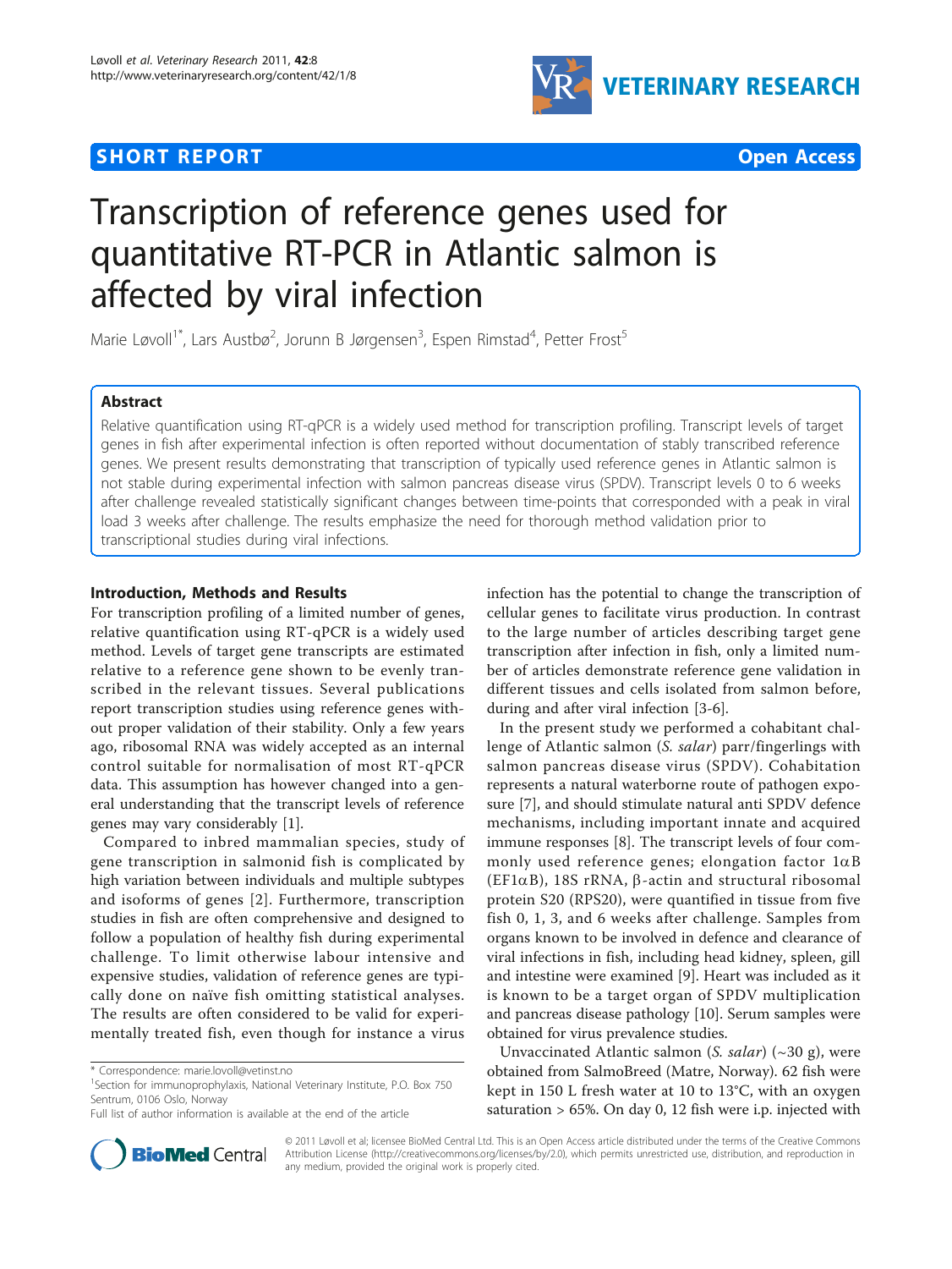**SHORT REPORT** **Open Access**

# Transcription of reference genes used for quantitative RT-PCR in Atlantic salmon is affected by viral infection

Marie Løvoll[1*], Lars Austbø[2], Jorunn B Jørgensen[3], Espen Rimstad[4], Petter Frost[5]

## Abstract

Relative quantification using RT-qPCR is a widely used method for transcription profiling. Transcript levels of target genes in fish after experimental infection is often reported without documentation of stably transcribed reference genes. We present results demonstrating that transcription of typically used reference genes in Atlantic salmon is not stable during experimental infection with salmon pancreas disease virus (SPDV). Transcript levels 0 to 6 weeks after challenge revealed statistically significant changes between time-points that corresponded with a peak in viral load 3 weeks after challenge. The results emphasize the need for thorough method validation prior to transcriptional studies during viral infections.

### Introduction, Methods and Results

For transcription profiling of a limited number of genes, relative quantification using RT-qPCR is a widely used method. Levels of target gene transcripts are estimated relative to a reference gene shown to be evenly transcribed in the relevant tissues. Several publications report transcription studies using reference genes without proper validation of their stability. Only a few years ago, ribosomal RNA was widely accepted as an internal control suitable for normalisation of most RT-qPCR data. This assumption has however changed into a general understanding that the transcript levels of reference genes may vary considerably [1].

Compared to inbred mammalian species, study of gene transcription in salmonid fish is complicated by high variation between individuals and multiple subtypes and isoforms of genes [2]. Furthermore, transcription studies in fish are often comprehensive and designed to follow a population of healthy fish during experimental challenge. To limit otherwise labour intensive and expensive studies, validation of reference genes are typically done on naïve fish omitting statistical analyses. The results are often considered to be valid for experimentally treated fish, even though for instance a virus infection has the potential to change the transcription of cellular genes to facilitate virus production. In contrast to the large number of articles describing target gene transcription after infection in fish, only a limited number of articles demonstrate reference gene validation in different tissues and cells isolated from salmon before, during and after viral infection [3-6].

In the present study we performed a cohabitant challenge of Atlantic salmon (*S. salar*) parr/fingerlings with salmon pancreas disease virus (SPDV). Cohabitation represents a natural waterborne route of pathogen exposure [7], and should stimulate natural anti SPDV defence mechanisms, including important innate and acquired immune responses [8]. The transcript levels of four commonly used reference genes; elongation factor 1$\alpha$B (EF1$\alpha$B), 18S rRNA, $\beta$-actin and structural ribosomal protein S20 (RPS20), were quantified in tissue from five fish 0, 1, 3, and 6 weeks after challenge. Samples from organs known to be involved in defence and clearance of viral infections in fish, including head kidney, spleen, gill and intestine were examined [9]. Heart was included as it is known to be a target organ of SPDV multiplication and pancreas disease pathology [10]. Serum samples were obtained for virus prevalence studies.

Unvaccinated Atlantic salmon (*S. salar*) (~30 g), were obtained from SalmoBreed (Matre, Norway). 62 fish were kept in 150 L fresh water at 10 to 13°C, with an oxygen saturation > 65%. On day 0, 12 fish were i.p. injected with

\* Correspondence: marie.lovoll@vetinst.no
[1]Section for immunoprophylaxis, National Veterinary Institute, P.O. Box 750 Sentrum, 0106 Oslo, Norway
Full list of author information is available at the end of the article

© 2011 Løvoll et al; licensee BioMed Central Ltd. This is an Open Access article distributed under the terms of the Creative Commons Attribution License (http://creativecommons.org/licenses/by/2.0), which permits unrestricted use, distribution, and reproduction in any medium, provided the original work is properly cited.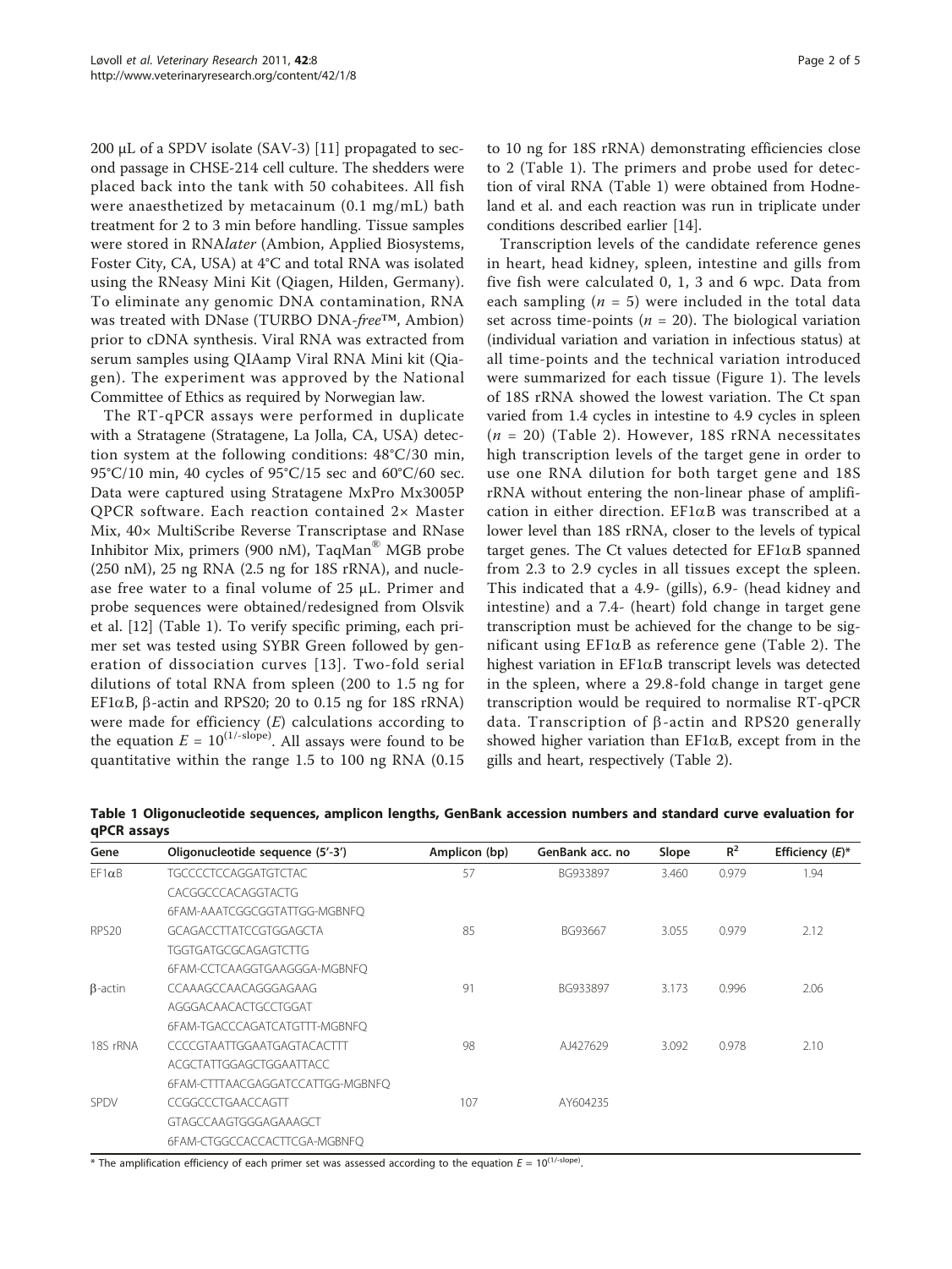200 µL of a SPDV isolate (SAV-3) [11] propagated to second passage in CHSE-214 cell culture. The shedders were placed back into the tank with 50 cohabitees. All fish were anaesthetized by metacainum (0.1 mg/mL) bath treatment for 2 to 3 min before handling. Tissue samples were stored in RNA*later* (Ambion, Applied Biosystems, Foster City, CA, USA) at 4°C and total RNA was isolated using the RNeasy Mini Kit (Qiagen, Hilden, Germany). To eliminate any genomic DNA contamination, RNA was treated with DNase (TURBO DNA-*free*™, Ambion) prior to cDNA synthesis. Viral RNA was extracted from serum samples using QIAamp Viral RNA Mini kit (Qiagen). The experiment was approved by the National Committee of Ethics as required by Norwegian law.

The RT-qPCR assays were performed in duplicate with a Stratagene (Stratagene, La Jolla, CA, USA) detection system at the following conditions: 48°C/30 min, 95°C/10 min, 40 cycles of 95°C/15 sec and 60°C/60 sec. Data were captured using Stratagene MxPro Mx3005P QPCR software. Each reaction contained 2× Master Mix, 40× MultiScribe Reverse Transcriptase and RNase Inhibitor Mix, primers (900 nM), TaqMan® MGB probe (250 nM), 25 ng RNA (2.5 ng for 18S rRNA), and nuclease free water to a final volume of 25 µL. Primer and probe sequences were obtained/redesigned from Olsvik et al. [12] (Table 1). To verify specific priming, each primer set was tested using SYBR Green followed by generation of dissociation curves [13]. Two-fold serial dilutions of total RNA from spleen (200 to 1.5 ng for EF1αB, β-actin and RPS20; 20 to 0.15 ng for 18S rRNA) were made for efficiency ($E$) calculations according to the equation $E = 10^{(1/\text{-slope})}$. All assays were found to be quantitative within the range 1.5 to 100 ng RNA (0.15 to 10 ng for 18S rRNA) demonstrating efficiencies close to 2 (Table 1). The primers and probe used for detection of viral RNA (Table 1) were obtained from Hodneland et al. and each reaction was run in triplicate under conditions described earlier [14].

Transcription levels of the candidate reference genes in heart, head kidney, spleen, intestine and gills from five fish were calculated 0, 1, 3 and 6 wpc. Data from each sampling ($n = 5$) were included in the total data set across time-points ($n = 20$). The biological variation (individual variation and variation in infectious status) at all time-points and the technical variation introduced were summarized for each tissue (Figure 1). The levels of 18S rRNA showed the lowest variation. The Ct span varied from 1.4 cycles in intestine to 4.9 cycles in spleen ($n = 20$) (Table 2). However, 18S rRNA necessitates high transcription levels of the target gene in order to use one RNA dilution for both target gene and 18S rRNA without entering the non-linear phase of amplification in either direction. EF1αB was transcribed at a lower level than 18S rRNA, closer to the levels of typical target genes. The Ct values detected for EF1αB spanned from 2.3 to 2.9 cycles in all tissues except the spleen. This indicated that a 4.9- (gills), 6.9- (head kidney and intestine) and a 7.4- (heart) fold change in target gene transcription must be achieved for the change to be significant using EF1αB as reference gene (Table 2). The highest variation in EF1αB transcript levels was detected in the spleen, where a 29.8-fold change in target gene transcription would be required to normalise RT-qPCR data. Transcription of β-actin and RPS20 generally showed higher variation than EF1αB, except from in the gills and heart, respectively (Table 2).

**Table 1 Oligonucleotide sequences, amplicon lengths, GenBank accession numbers and standard curve evaluation for qPCR assays**

| Gene | Oligonucleotide sequence (5'-3') | Amplicon (bp) | GenBank acc. no | Slope | $R^2$ | Efficiency ($E$)* |
|---|---|---|---|---|---|---|
| EF1αB | TGCCCCTCCAGGATGTCTAC | 57 | BG933897 | 3.460 | 0.979 | 1.94 |
| | CACGGCCCACAGGTACTG | | | | | |
| | 6FAM-AAATCGGCGGTATTGG-MGBNFQ | | | | | |
| RPS20 | GCAGACCTTATCCGTGGAGCTA | 85 | BG93667 | 3.055 | 0.979 | 2.12 |
| | TGGTGATGCGCAGAGTCTTG | | | | | |
| | 6FAM-CCTCAAGGTGAAGGGA-MGBNFQ | | | | | |
| β-actin | CCAAAGCCAACAGGGAGAAG | 91 | BG933897 | 3.173 | 0.996 | 2.06 |
| | AGGGACAACACTGCCTGGAT | | | | | |
| | 6FAM-TGACCCAGATCATGTTT-MGBNFQ | | | | | |
| 18S rRNA | CCCCGTAATTGGAATGAGTACACTTT | 98 | AJ427629 | 3.092 | 0.978 | 2.10 |
| | ACGCTATTGGAGCTGGAATTACC | | | | | |
| | 6FAM-CTTTAACGAGGATCCATTGG-MGBNFQ | | | | | |
| SPDV | CCGGCCCTGAACCAGTT | 107 | AY604235 | | | |
| | GTAGCCAAGTGGGAGAAAGCT | | | | | |
| | 6FAM-CTGGCCACCACTTCGA-MGBNFQ | | | | | |

\* The amplification efficiency of each primer set was assessed according to the equation $E = 10^{(1/\text{-slope})}$.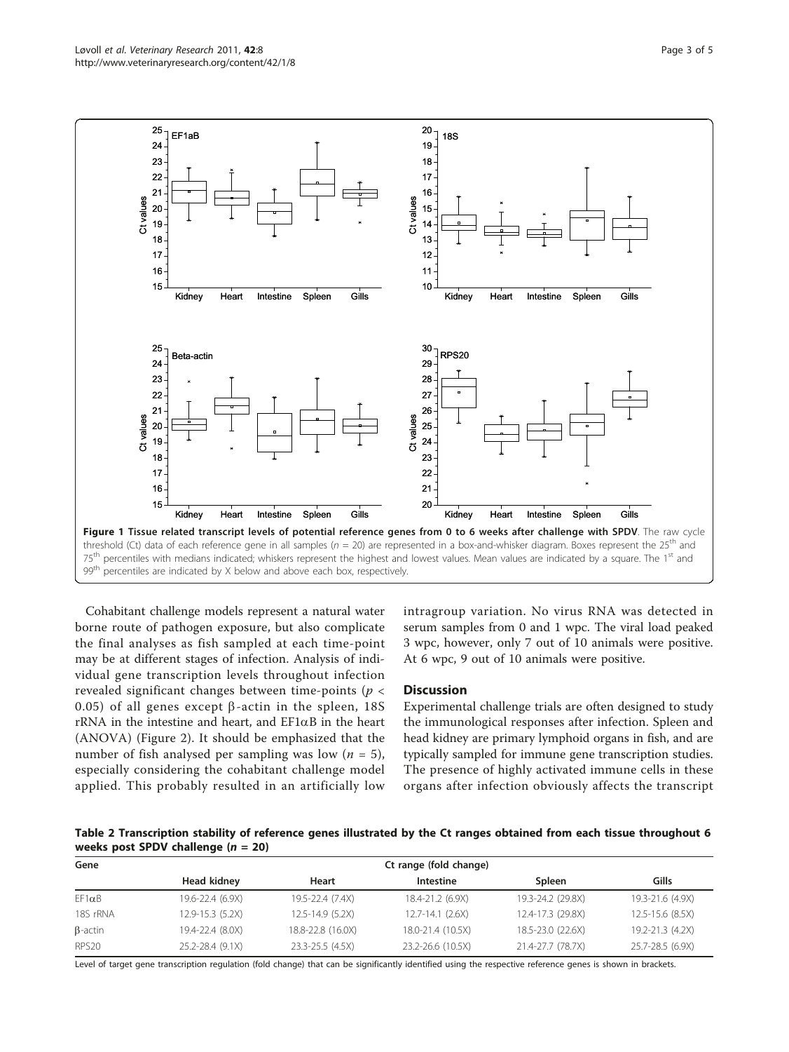**Figure 1 Tissue related transcript levels of potential reference genes from 0 to 6 weeks after challenge with SPDV**. The raw cycle threshold (Ct) data of each reference gene in all samples ($n$ = 20) are represented in a box-and-whisker diagram. Boxes represent the 25[th] and 75[th] percentiles with medians indicated; whiskers represent the highest and lowest values. Mean values are indicated by a square. The 1[st] and 99[th] percentiles are indicated by X below and above each box, respectively.

Cohabitant challenge models represent a natural water borne route of pathogen exposure, but also complicate the final analyses as fish sampled at each time-point may be at different stages of infection. Analysis of individual gene transcription levels throughout infection revealed significant changes between time-points ($p < 0.05$) of all genes except β-actin in the spleen, 18S rRNA in the intestine and heart, and EF1αB in the heart (ANOVA) (Figure 2). It should be emphasized that the number of fish analysed per sampling was low ($n$ = 5), especially considering the cohabitant challenge model applied. This probably resulted in an artificially low intragroup variation. No virus RNA was detected in serum samples from 0 and 1 wpc. The viral load peaked 3 wpc, however, only 7 out of 10 animals were positive. At 6 wpc, 9 out of 10 animals were positive.

## Discussion

Experimental challenge trials are often designed to study the immunological responses after infection. Spleen and head kidney are primary lymphoid organs in fish, and are typically sampled for immune gene transcription studies. The presence of highly activated immune cells in these organs after infection obviously affects the transcript

**Table 2 Transcription stability of reference genes illustrated by the Ct ranges obtained from each tissue throughout 6 weeks post SPDV challenge ($n$ = 20)**

| Gene | Ct range (fold change) | | | | |
|---|---|---|---|---|---|
| | Head kidney | Heart | Intestine | Spleen | Gills |
| EF1αB | 19.6-22.4 (6.9X) | 19.5-22.4 (7.4X) | 18.4-21.2 (6.9X) | 19.3-24.2 (29.8X) | 19.3-21.6 (4.9X) |
| 18S rRNA | 12.9-15.3 (5.2X) | 12.5-14.9 (5.2X) | 12.7-14.1 (2.6X) | 12.4-17.3 (29.8X) | 12.5-15.6 (8.5X) |
| β-actin | 19.4-22.4 (8.0X) | 18.8-22.8 (16.0X) | 18.0-21.4 (10.5X) | 18.5-23.0 (22.6X) | 19.2-21.3 (4.2X) |
| RPS20 | 25.2-28.4 (9.1X) | 23.3-25.5 (4.5X) | 23.2-26.6 (10.5X) | 21.4-27.7 (78.7X) | 25.7-28.5 (6.9X) |

Level of target gene transcription regulation (fold change) that can be significantly identified using the respective reference genes is shown in brackets.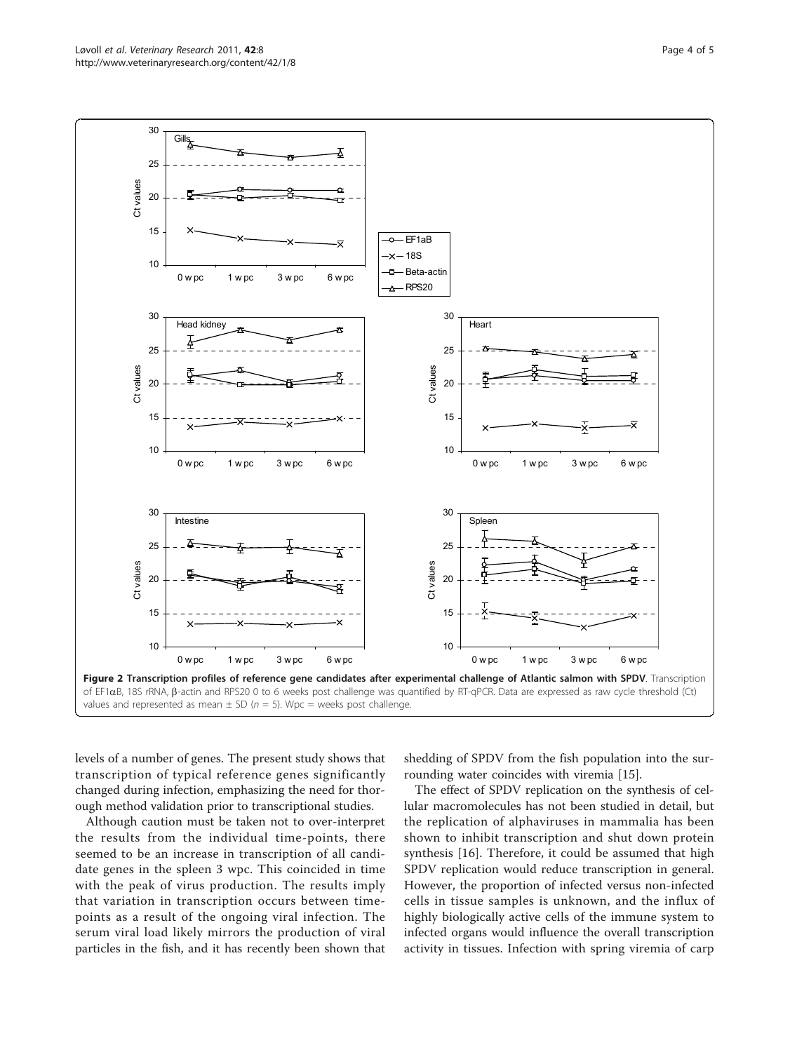**Figure 2 Transcription profiles of reference gene candidates after experimental challenge of Atlantic salmon with SPDV**. Transcription of EF1αB, 18S rRNA, β-actin and RPS20 0 to 6 weeks post challenge was quantified by RT-qPCR. Data are expressed as raw cycle threshold (Ct) values and represented as mean ± SD ($n$ = 5). Wpc = weeks post challenge.

levels of a number of genes. The present study shows that transcription of typical reference genes significantly changed during infection, emphasizing the need for thorough method validation prior to transcriptional studies.

Although caution must be taken not to over-interpret the results from the individual time-points, there seemed to be an increase in transcription of all candidate genes in the spleen 3 wpc. This coincided in time with the peak of virus production. The results imply that variation in transcription occurs between time-points as a result of the ongoing viral infection. The serum viral load likely mirrors the production of viral particles in the fish, and it has recently been shown that shedding of SPDV from the fish population into the surrounding water coincides with viremia [15].

The effect of SPDV replication on the synthesis of cellular macromolecules has not been studied in detail, but the replication of alphaviruses in mammalia has been shown to inhibit transcription and shut down protein synthesis [16]. Therefore, it could be assumed that high SPDV replication would reduce transcription in general. However, the proportion of infected versus non-infected cells in tissue samples is unknown, and the influx of highly biologically active cells of the immune system to infected organs would influence the overall transcription activity in tissues. Infection with spring viremia of carp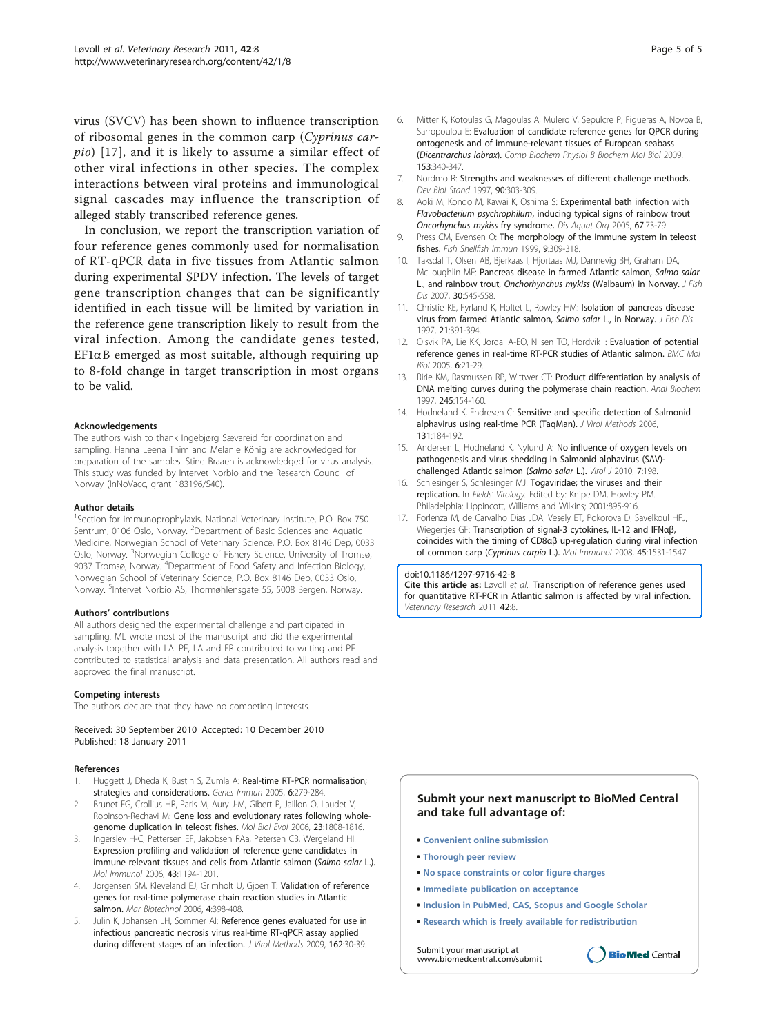virus (SVCV) has been shown to influence transcription of ribosomal genes in the common carp (*Cyprinus carpio*) [17], and it is likely to assume a similar effect of other viral infections in other species. The complex interactions between viral proteins and immunological signal cascades may influence the transcription of alleged stably transcribed reference genes.

In conclusion, we report the transcription variation of four reference genes commonly used for normalisation of RT-qPCR data in five tissues from Atlantic salmon during experimental SPDV infection. The levels of target gene transcription changes that can be significantly identified in each tissue will be limited by variation in the reference gene transcription likely to result from the viral infection. Among the candidate genes tested, EF1αB emerged as most suitable, although requiring up to 8-fold change in target transcription in most organs to be valid.

#### Acknowledgements

The authors wish to thank Ingebjørg Sævareid for coordination and sampling. Hanna Leena Thim and Melanie König are acknowledged for preparation of the samples. Stine Braaen is acknowledged for virus analysis. This study was funded by Intervet Norbio and the Research Council of Norway (InNoVacc, grant 183196/S40).

#### Author details

[1]Section for immunoprophylaxis, National Veterinary Institute, P.O. Box 750 Sentrum, 0106 Oslo, Norway. [2]Department of Basic Sciences and Aquatic Medicine, Norwegian School of Veterinary Science, P.O. Box 8146 Dep, 0033 Oslo, Norway. [3]Norwegian College of Fishery Science, University of Tromsø, 9037 Tromsø, Norway. [4]Department of Food Safety and Infection Biology, Norwegian School of Veterinary Science, P.O. Box 8146 Dep, 0033 Oslo, Norway. [5]Intervet Norbio AS, Thormøhlensgate 55, 5008 Bergen, Norway.

#### Authors' contributions

All authors designed the experimental challenge and participated in sampling. ML wrote most of the manuscript and did the experimental analysis together with LA. PF, LA and ER contributed to writing and PF contributed to statistical analysis and data presentation. All authors read and approved the final manuscript.

#### Competing interests

The authors declare that they have no competing interests.

Received: 30 September 2010 Accepted: 10 December 2010
Published: 18 January 2011

#### References

1. Huggett J, Dheda K, Bustin S, Zumla A: **Real-time RT-PCR normalisation; strategies and considerations.** *Genes Immun* 2005, **6**:279-284.
2. Brunet FG, Crollius HR, Paris M, Aury J-M, Gibert P, Jaillon O, Laudet V, Robinson-Rechavi M: **Gene loss and evolutionary rates following whole-genome duplication in teleost fishes.** *Mol Biol Evol* 2006, **23**:1808-1816.
3. Ingerslev H-C, Pettersen EF, Jakobsen RAa, Petersen CB, Wergeland HI: **Expression profiling and validation of reference gene candidates in immune relevant tissues and cells from Atlantic salmon (*Salmo salar* L.).** *Mol Immunol* 2006, **43**:1194-1201.
4. Jorgensen SM, Kleveland EJ, Grimholt U, Gjoen T: **Validation of reference genes for real-time polymerase chain reaction studies in Atlantic salmon.** *Mar Biotechnol* 2006, **4**:398-408.
5. Julin K, Johansen LH, Sommer AI: **Reference genes evaluated for use in infectious pancreatic necrosis virus real-time RT-qPCR assay applied during different stages of an infection.** *J Virol Methods* 2009, **162**:30-39.
6. Mitter K, Kotoulas G, Magoulas A, Mulero V, Sepulcre P, Figueras A, Novoa B, Sarropoulou E: **Evaluation of candidate reference genes for QPCR during ontogenesis and of immune-relevant tissues of European seabass (*Dicentrarchus labrax*).** *Comp Biochem Physiol B Biochem Mol Biol* 2009, **153**:340-347.
7. Nordmo R: **Strengths and weaknesses of different challenge methods.** *Dev Biol Stand* 1997, **90**:303-309.
8. Aoki M, Kondo M, Kawai K, Oshima S: **Experimental bath infection with *Flavobacterium psychrophilum*, inducing typical signs of rainbow trout *Oncorhynchus mykiss* fry syndrome.** *Dis Aquat Org* 2005, **67**:73-79.
9. Press CM, Evensen O: **The morphology of the immune system in teleost fishes.** *Fish Shellfish Immun* 1999, **9**:309-318.
10. Taksdal T, Olsen AB, Bjerkaas I, Hjortaas MJ, Dannevig BH, Graham DA, McLoughlin MF: **Pancreas disease in farmed Atlantic salmon, *Salmo salar* L., and rainbow trout, *Onchorhynchus mykiss* (Walbaum) in Norway.** *J Fish Dis* 2007, **30**:545-558.
11. Christie KE, Fyrland K, Holtet L, Rowley HM: **Isolation of pancreas disease virus from farmed Atlantic salmon, *Salmo salar* L., in Norway.** *J Fish Dis* 1997, **21**:391-394.
12. Olsvik PA, Lie KK, Jordal A-EO, Nilsen TO, Hordvik I: **Evaluation of potential reference genes in real-time RT-PCR studies of Atlantic salmon.** *BMC Mol Biol* 2005, **6**:21-29.
13. Ririe KM, Rasmussen RP, Wittwer CT: **Product differentiation by analysis of DNA melting curves during the polymerase chain reaction.** *Anal Biochem* 1997, **245**:154-160.
14. Hodneland K, Endresen C: **Sensitive and specific detection of Salmonid alphavirus using real-time PCR (TaqMan).** *J Virol Methods* 2006, **131**:184-192.
15. Andersen L, Hodneland K, Nylund A: **No influence of oxygen levels on pathogenesis and virus shedding in Salmonid alphavirus (SAV)-challenged Atlantic salmon (*Salmo salar* L.).** *Virol J* 2010, **7**:198.
16. Schlesinger S, Schlesinger MJ: **Togaviridae; the viruses and their replication.** In *Fields' Virology.* Edited by: Knipe DM, Howley PM. Philadelphia: Lippincott, Williams and Wilkins; 2001:895-916.
17. Forlenza M, de Carvalho Dias JDA, Vesely ET, Pokorova D, Savelkoul HFJ, Wiegertjes GF: **Transcription of signal-3 cytokines, IL-12 and IFNαβ, coincides with the timing of CD8αβ up-regulation during viral infection of common carp (*Cyprinus carpio* L.).** *Mol Immunol* 2008, **45**:1531-1547.

doi:10.1186/1297-9716-42-8
**Cite this article as:** Løvoll *et al.*: Transcription of reference genes used for quantitative RT-PCR in Atlantic salmon is affected by viral infection. *Veterinary Research* 2011 **42**:8.

**Submit your next manuscript to BioMed Central and take full advantage of:**

- Convenient online submission
- Thorough peer review
- No space constraints or color figure charges
- Immediate publication on acceptance
- Inclusion in PubMed, CAS, Scopus and Google Scholar
- Research which is freely available for redistribution

Submit your manuscript at
www.biomedcentral.com/submit

BioMed Central